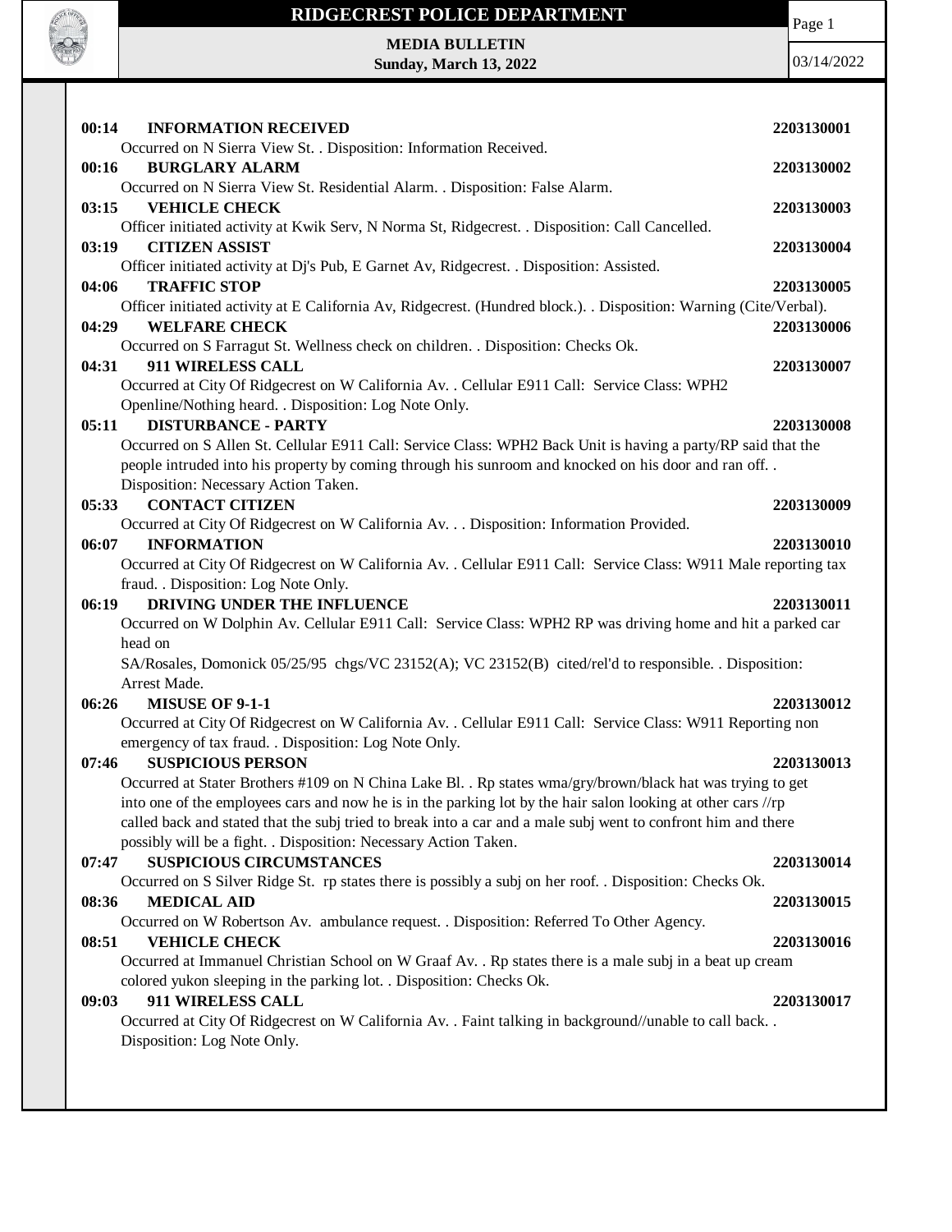# RIDGECREST POLICE DEPARTMENT

**MEDIA BULLETIN**
**Sunday, March 13, 2022**

03/14/2022

**00:14 INFORMATION RECEIVED** **2203130001**
Occurred on N Sierra View St. . Disposition: Information Received.

**00:16 BURGLARY ALARM** **2203130002**
Occurred on N Sierra View St. Residential Alarm. . Disposition: False Alarm.

**03:15 VEHICLE CHECK** **2203130003**
Officer initiated activity at Kwik Serv, N Norma St, Ridgecrest. . Disposition: Call Cancelled.

**03:19 CITIZEN ASSIST** **2203130004**
Officer initiated activity at Dj's Pub, E Garnet Av, Ridgecrest. . Disposition: Assisted.

**04:06 TRAFFIC STOP** **2203130005**
Officer initiated activity at E California Av, Ridgecrest. (Hundred block.). . Disposition: Warning (Cite/Verbal).

**04:29 WELFARE CHECK** **2203130006**
Occurred on S Farragut St. Wellness check on children. . Disposition: Checks Ok.

**04:31 911 WIRELESS CALL** **2203130007**
Occurred at City Of Ridgecrest on W California Av. . Cellular E911 Call: Service Class: WPH2 Openline/Nothing heard. . Disposition: Log Note Only.

**05:11 DISTURBANCE - PARTY** **2203130008**
Occurred on S Allen St. Cellular E911 Call: Service Class: WPH2 Back Unit is having a party/RP said that the people intruded into his property by coming through his sunroom and knocked on his door and ran off. . Disposition: Necessary Action Taken.

**05:33 CONTACT CITIZEN** **2203130009**
Occurred at City Of Ridgecrest on W California Av. . . Disposition: Information Provided.

**06:07 INFORMATION** **2203130010**
Occurred at City Of Ridgecrest on W California Av. . Cellular E911 Call: Service Class: W911 Male reporting tax fraud. . Disposition: Log Note Only.

**06:19 DRIVING UNDER THE INFLUENCE** **2203130011**
Occurred on W Dolphin Av. Cellular E911 Call: Service Class: WPH2 RP was driving home and hit a parked car head on
SA/Rosales, Domonick 05/25/95 chgs/VC 23152(A); VC 23152(B) cited/rel'd to responsible. . Disposition: Arrest Made.

**06:26 MISUSE OF 9-1-1** **2203130012**
Occurred at City Of Ridgecrest on W California Av. . Cellular E911 Call: Service Class: W911 Reporting non emergency of tax fraud. . Disposition: Log Note Only.

**07:46 SUSPICIOUS PERSON** **2203130013**
Occurred at Stater Brothers #109 on N China Lake Bl. . Rp states wma/gry/brown/black hat was trying to get into one of the employees cars and now he is in the parking lot by the hair salon looking at other cars //rp called back and stated that the subj tried to break into a car and a male subj went to confront him and there possibly will be a fight. . Disposition: Necessary Action Taken.

**07:47 SUSPICIOUS CIRCUMSTANCES** **2203130014**
Occurred on S Silver Ridge St. rp states there is possibly a subj on her roof. . Disposition: Checks Ok.

**08:36 MEDICAL AID** **2203130015**
Occurred on W Robertson Av. ambulance request. . Disposition: Referred To Other Agency.

**08:51 VEHICLE CHECK** **2203130016**
Occurred at Immanuel Christian School on W Graaf Av. . Rp states there is a male subj in a beat up cream colored yukon sleeping in the parking lot. . Disposition: Checks Ok.

**09:03 911 WIRELESS CALL** **2203130017**
Occurred at City Of Ridgecrest on W California Av. . Faint talking in background//unable to call back. . Disposition: Log Note Only.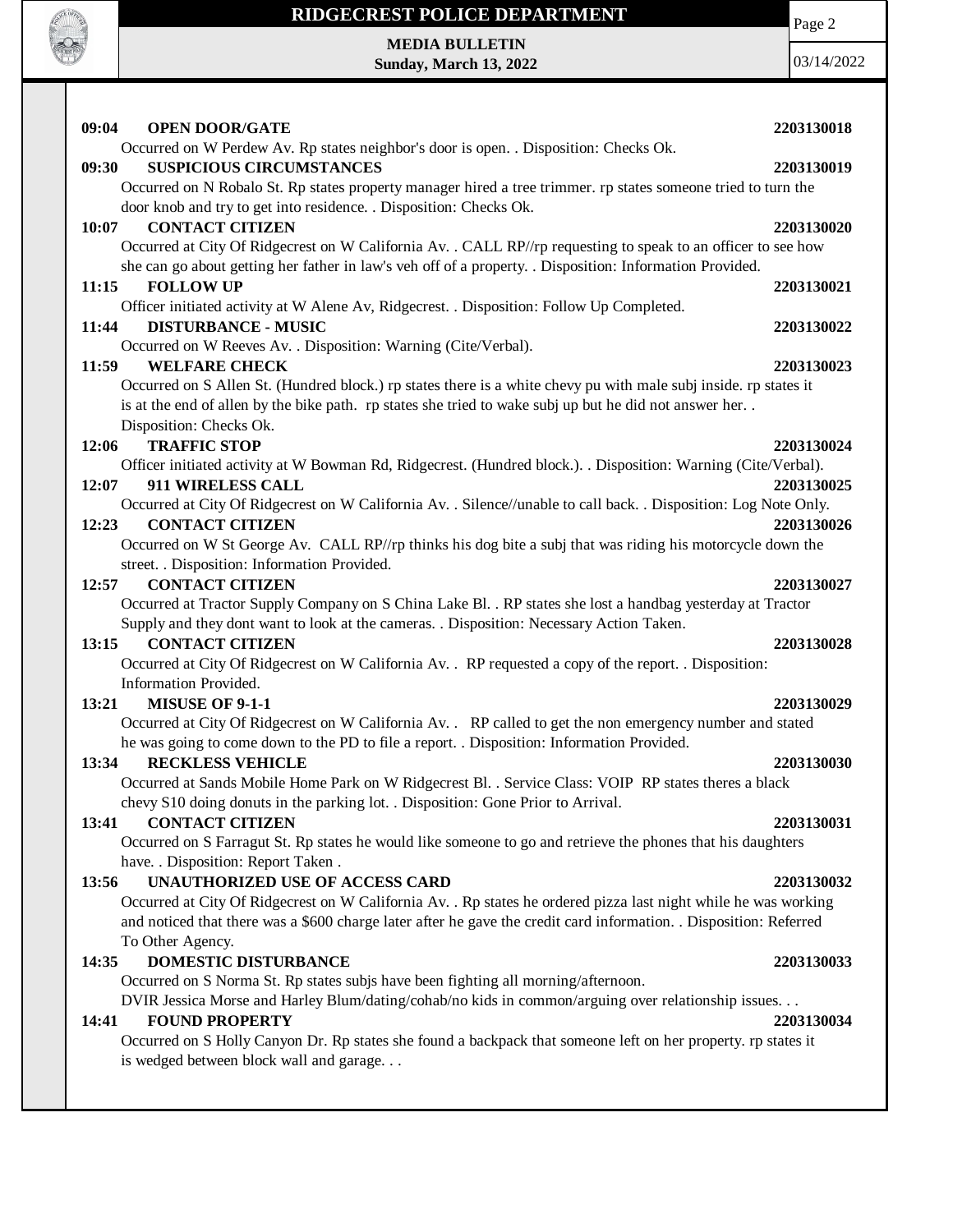**09:04 OPEN DOOR/GATE 2203130018**

Occurred on W Perdew Av. Rp states neighbor's door is open. . Disposition: Checks Ok.

**09:30 SUSPICIOUS CIRCUMSTANCES 2203130019**

Occurred on N Robalo St. Rp states property manager hired a tree trimmer. rp states someone tried to turn the door knob and try to get into residence. . Disposition: Checks Ok.

**10:07 CONTACT CITIZEN 2203130020**

Occurred at City Of Ridgecrest on W California Av. . CALL RP//rp requesting to speak to an officer to see how she can go about getting her father in law's veh off of a property. . Disposition: Information Provided.

**11:15 FOLLOW UP 2203130021**

Officer initiated activity at W Alene Av, Ridgecrest. . Disposition: Follow Up Completed.

**11:44 DISTURBANCE - MUSIC 2203130022**

Occurred on W Reeves Av. . Disposition: Warning (Cite/Verbal).

**11:59 WELFARE CHECK 2203130023**

Occurred on S Allen St. (Hundred block.) rp states there is a white chevy pu with male subj inside. rp states it is at the end of allen by the bike path. rp states she tried to wake subj up but he did not answer her. . Disposition: Checks Ok.

**12:06 TRAFFIC STOP 2203130024**

Officer initiated activity at W Bowman Rd, Ridgecrest. (Hundred block.). . Disposition: Warning (Cite/Verbal).

**12:07 911 WIRELESS CALL 2203130025**

Occurred at City Of Ridgecrest on W California Av. . Silence//unable to call back. . Disposition: Log Note Only.

**12:23 CONTACT CITIZEN 2203130026**

Occurred on W St George Av. CALL RP//rp thinks his dog bite a subj that was riding his motorcycle down the street. . Disposition: Information Provided.

**12:57 CONTACT CITIZEN 2203130027**

Occurred at Tractor Supply Company on S China Lake Bl. . RP states she lost a handbag yesterday at Tractor Supply and they dont want to look at the cameras. . Disposition: Necessary Action Taken.

**13:15 CONTACT CITIZEN 2203130028**

Occurred at City Of Ridgecrest on W California Av. . RP requested a copy of the report. . Disposition: Information Provided.

**13:21 MISUSE OF 9-1-1 2203130029**

Occurred at City Of Ridgecrest on W California Av. . RP called to get the non emergency number and stated he was going to come down to the PD to file a report. . Disposition: Information Provided.

**13:34 RECKLESS VEHICLE 2203130030**

Occurred at Sands Mobile Home Park on W Ridgecrest Bl. . Service Class: VOIP RP states theres a black chevy S10 doing donuts in the parking lot. . Disposition: Gone Prior to Arrival.

**13:41 CONTACT CITIZEN 2203130031**

Occurred on S Farragut St. Rp states he would like someone to go and retrieve the phones that his daughters have. . Disposition: Report Taken .

**13:56 UNAUTHORIZED USE OF ACCESS CARD 2203130032**

Occurred at City Of Ridgecrest on W California Av. . Rp states he ordered pizza last night while he was working and noticed that there was a $600 charge later after he gave the credit card information. . Disposition: Referred To Other Agency.

**14:35 DOMESTIC DISTURBANCE 2203130033**

Occurred on S Norma St. Rp states subjs have been fighting all morning/afternoon.
DVIR Jessica Morse and Harley Blum/dating/cohab/no kids in common/arguing over relationship issues. . .

**14:41 FOUND PROPERTY 2203130034**

Occurred on S Holly Canyon Dr. Rp states she found a backpack that someone left on her property. rp states it is wedged between block wall and garage. . .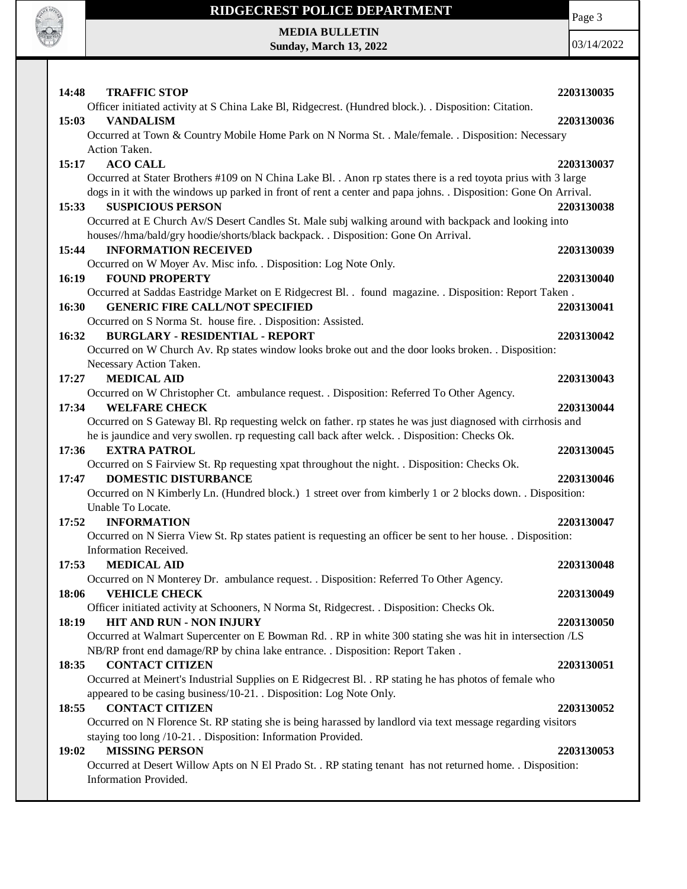**14:48 TRAFFIC STOP** **2203130035**
Officer initiated activity at S China Lake Bl, Ridgecrest. (Hundred block.). . Disposition: Citation.

**15:03 VANDALISM** **2203130036**
Occurred at Town & Country Mobile Home Park on N Norma St. . Male/female. . Disposition: Necessary Action Taken.

**15:17 ACO CALL** **2203130037**
Occurred at Stater Brothers #109 on N China Lake Bl. . Anon rp states there is a red toyota prius with 3 large dogs in it with the windows up parked in front of rent a center and papa johns. . Disposition: Gone On Arrival.

**15:33 SUSPICIOUS PERSON** **2203130038**
Occurred at E Church Av/S Desert Candles St. Male subj walking around with backpack and looking into houses//hma/bald/gry hoodie/shorts/black backpack. . Disposition: Gone On Arrival.

**15:44 INFORMATION RECEIVED** **2203130039**
Occurred on W Moyer Av. Misc info. . Disposition: Log Note Only.

**16:19 FOUND PROPERTY** **2203130040**
Occurred at Saddas Eastridge Market on E Ridgecrest Bl. . found magazine. . Disposition: Report Taken .

**16:30 GENERIC FIRE CALL/NOT SPECIFIED** **2203130041**
Occurred on S Norma St. house fire. . Disposition: Assisted.

**16:32 BURGLARY - RESIDENTIAL - REPORT** **2203130042**
Occurred on W Church Av. Rp states window looks broke out and the door looks broken. . Disposition: Necessary Action Taken.

**17:27 MEDICAL AID** **2203130043**
Occurred on W Christopher Ct. ambulance request. . Disposition: Referred To Other Agency.

**17:34 WELFARE CHECK** **2203130044**
Occurred on S Gateway Bl. Rp requesting welck on father. rp states he was just diagnosed with cirrhosis and he is jaundice and very swollen. rp requesting call back after welck. . Disposition: Checks Ok.

**17:36 EXTRA PATROL** **2203130045**
Occurred on S Fairview St. Rp requesting xpat throughout the night. . Disposition: Checks Ok.

**17:47 DOMESTIC DISTURBANCE** **2203130046**
Occurred on N Kimberly Ln. (Hundred block.) 1 street over from kimberly 1 or 2 blocks down. . Disposition: Unable To Locate.

**17:52 INFORMATION** **2203130047**
Occurred on N Sierra View St. Rp states patient is requesting an officer be sent to her house. . Disposition: Information Received.

**17:53 MEDICAL AID** **2203130048**
Occurred on N Monterey Dr. ambulance request. . Disposition: Referred To Other Agency.

**18:06 VEHICLE CHECK** **2203130049**
Officer initiated activity at Schooners, N Norma St, Ridgecrest. . Disposition: Checks Ok.

**18:19 HIT AND RUN - NON INJURY** **2203130050**
Occurred at Walmart Supercenter on E Bowman Rd. . RP in white 300 stating she was hit in intersection /LS NB/RP front end damage/RP by china lake entrance. . Disposition: Report Taken .

**18:35 CONTACT CITIZEN** **2203130051**
Occurred at Meinert's Industrial Supplies on E Ridgecrest Bl. . RP stating he has photos of female who appeared to be casing business/10-21. . Disposition: Log Note Only.

**18:55 CONTACT CITIZEN** **2203130052**
Occurred on N Florence St. RP stating she is being harassed by landlord via text message regarding visitors staying too long /10-21. . Disposition: Information Provided.

**19:02 MISSING PERSON** **2203130053**
Occurred at Desert Willow Apts on N El Prado St. . RP stating tenant has not returned home. . Disposition: Information Provided.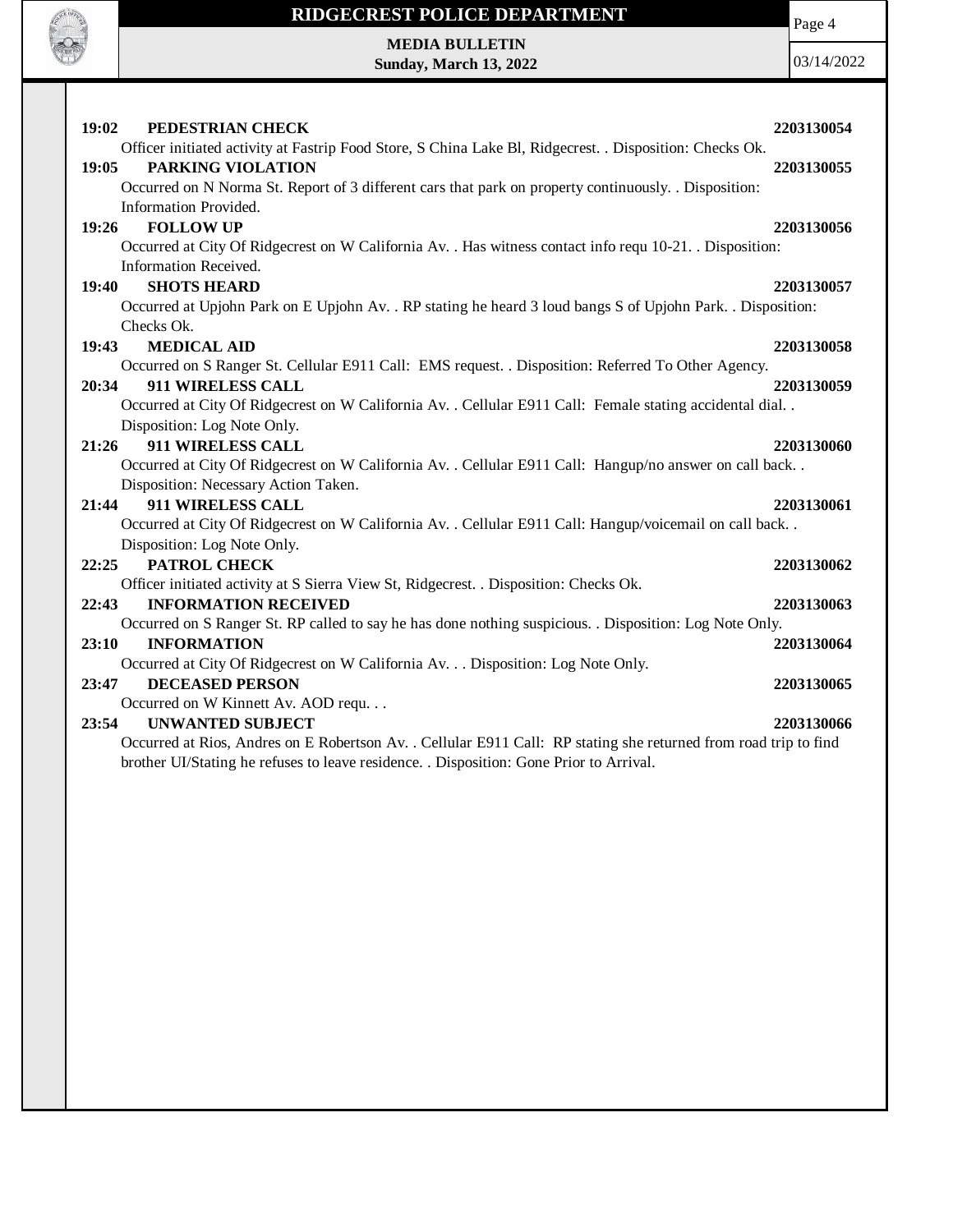**19:02 PEDESTRIAN CHECK** 2203130054

Officer initiated activity at Fastrip Food Store, S China Lake Bl, Ridgecrest. . Disposition: Checks Ok.

**19:05 PARKING VIOLATION** 2203130055

Occurred on N Norma St. Report of 3 different cars that park on property continuously. . Disposition: Information Provided.

**19:26 FOLLOW UP** 2203130056

Occurred at City Of Ridgecrest on W California Av. . Has witness contact info requ 10-21. . Disposition: Information Received.

**19:40 SHOTS HEARD** 2203130057

Occurred at Upjohn Park on E Upjohn Av. . RP stating he heard 3 loud bangs S of Upjohn Park. . Disposition: Checks Ok.

**19:43 MEDICAL AID** 2203130058

Occurred on S Ranger St. Cellular E911 Call: EMS request. . Disposition: Referred To Other Agency.

**20:34 911 WIRELESS CALL** 2203130059

Occurred at City Of Ridgecrest on W California Av. . Cellular E911 Call: Female stating accidental dial. . Disposition: Log Note Only.

**21:26 911 WIRELESS CALL** 2203130060

Occurred at City Of Ridgecrest on W California Av. . Cellular E911 Call: Hangup/no answer on call back. . Disposition: Necessary Action Taken.

**21:44 911 WIRELESS CALL** 2203130061

Occurred at City Of Ridgecrest on W California Av. . Cellular E911 Call: Hangup/voicemail on call back. . Disposition: Log Note Only.

**22:25 PATROL CHECK** 2203130062

Officer initiated activity at S Sierra View St, Ridgecrest. . Disposition: Checks Ok.

**22:43 INFORMATION RECEIVED** 2203130063

Occurred on S Ranger St. RP called to say he has done nothing suspicious. . Disposition: Log Note Only.

**23:10 INFORMATION** 2203130064

Occurred at City Of Ridgecrest on W California Av. . . Disposition: Log Note Only.

**23:47 DECEASED PERSON** 2203130065

Occurred on W Kinnett Av. AOD requ. . .

**23:54 UNWANTED SUBJECT** 2203130066

Occurred at Rios, Andres on E Robertson Av. . Cellular E911 Call: RP stating she returned from road trip to find brother UI/Stating he refuses to leave residence. . Disposition: Gone Prior to Arrival.